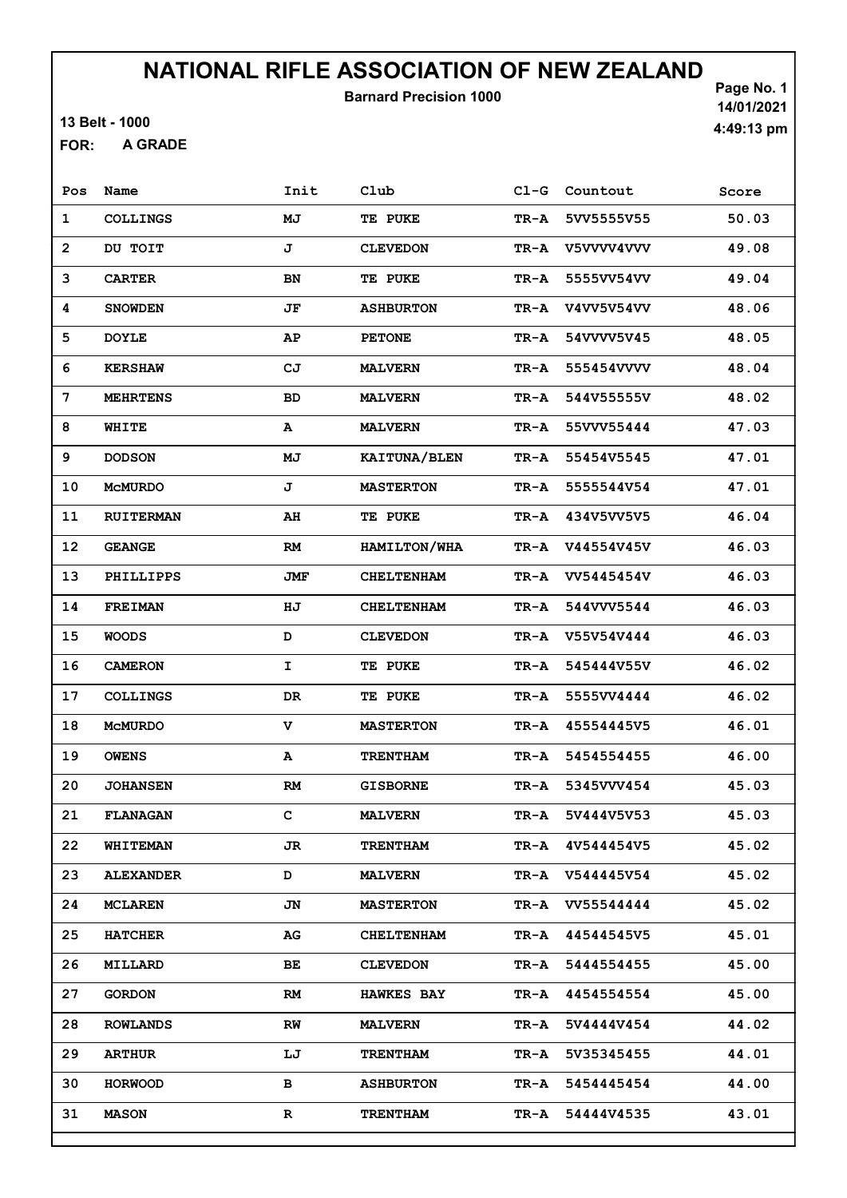# NATIONAL RIFLE ASSOCIATION OF NEW ZEALAND

**Barnard Precision 1000**

Page No. 1
14/01/2021
4:49:13 pm

13 Belt - 1000

FOR: **A GRADE**

| Pos | Name | Init | Club | Cl-G | Countout | Score |
|---|---|---|---|---|---|---|
| 1 | COLLINGS | MJ | TE PUKE | TR-A | 5VV5555V55 | 50.03 |
| 2 | DU TOIT | J | CLEVEDON | TR-A | V5VVVV4VVV | 49.08 |
| 3 | CARTER | BN | TE PUKE | TR-A | 5555VV54VV | 49.04 |
| 4 | SNOWDEN | JF | ASHBURTON | TR-A | V4VV5V54VV | 48.06 |
| 5 | DOYLE | AP | PETONE | TR-A | 54VVVV5V45 | 48.05 |
| 6 | KERSHAW | CJ | MALVERN | TR-A | 555454VVVV | 48.04 |
| 7 | MEHRTENS | BD | MALVERN | TR-A | 544V55555V | 48.02 |
| 8 | WHITE | A | MALVERN | TR-A | 55VVV55444 | 47.03 |
| 9 | DODSON | MJ | KAITUNA/BLEN | TR-A | 55454V5545 | 47.01 |
| 10 | McMURDO | J | MASTERTON | TR-A | 5555544V54 | 47.01 |
| 11 | RUITERMAN | AH | TE PUKE | TR-A | 434V5VV5V5 | 46.04 |
| 12 | GEANGE | RM | HAMILTON/WHA | TR-A | V44554V45V | 46.03 |
| 13 | PHILLIPPS | JMF | CHELTENHAM | TR-A | VV5445454V | 46.03 |
| 14 | FREIMAN | HJ | CHELTENHAM | TR-A | 544VVV5544 | 46.03 |
| 15 | WOODS | D | CLEVEDON | TR-A | V55V54V444 | 46.03 |
| 16 | CAMERON | I | TE PUKE | TR-A | 545444V55V | 46.02 |
| 17 | COLLINGS | DR | TE PUKE | TR-A | 5555VV4444 | 46.02 |
| 18 | McMURDO | V | MASTERTON | TR-A | 45554445V5 | 46.01 |
| 19 | OWENS | A | TRENTHAM | TR-A | 5454554455 | 46.00 |
| 20 | JOHANSEN | RM | GISBORNE | TR-A | 5345VVV454 | 45.03 |
| 21 | FLANAGAN | C | MALVERN | TR-A | 5V444V5V53 | 45.03 |
| 22 | WHITEMAN | JR | TRENTHAM | TR-A | 4V544454V5 | 45.02 |
| 23 | ALEXANDER | D | MALVERN | TR-A | V544445V54 | 45.02 |
| 24 | MCLAREN | JN | MASTERTON | TR-A | VV55544444 | 45.02 |
| 25 | HATCHER | AG | CHELTENHAM | TR-A | 44544545V5 | 45.01 |
| 26 | MILLARD | BE | CLEVEDON | TR-A | 5444554455 | 45.00 |
| 27 | GORDON | RM | HAWKES BAY | TR-A | 4454554554 | 45.00 |
| 28 | ROWLANDS | RW | MALVERN | TR-A | 5V4444V454 | 44.02 |
| 29 | ARTHUR | LJ | TRENTHAM | TR-A | 5V35345455 | 44.01 |
| 30 | HORWOOD | B | ASHBURTON | TR-A | 5454445454 | 44.00 |
| 31 | MASON | R | TRENTHAM | TR-A | 54444V4535 | 43.01 |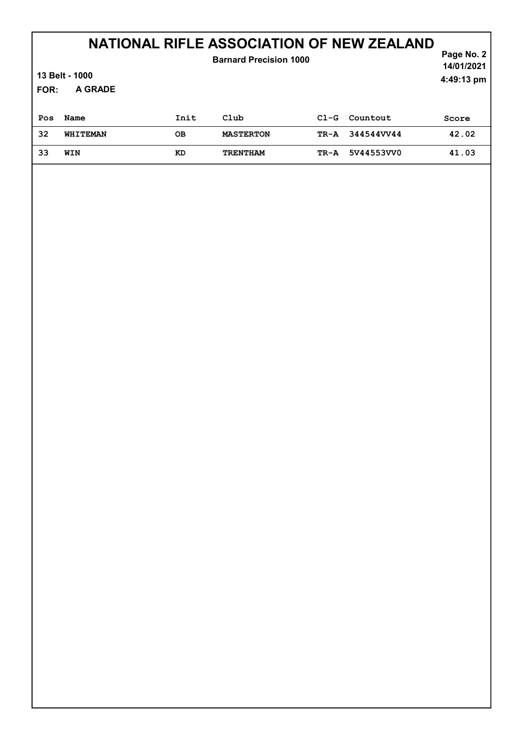# NATIONAL RIFLE ASSOCIATION OF NEW ZEALAND

**Barnard Precision 1000**

**13 Belt - 1000**

**FOR: A GRADE**

14/01/2021
4:49:13 pm

| Pos | Name | Init | Club | Cl-G | Countout | Score |
|---|---|---|---|---|---|---|
| 32 | WHITEMAN | OB | MASTERTON | TR-A | 344544VV44 | 42.02 |
| 33 | WIN | KD | TRENTHAM | TR-A | 5V44553VV0 | 41.03 |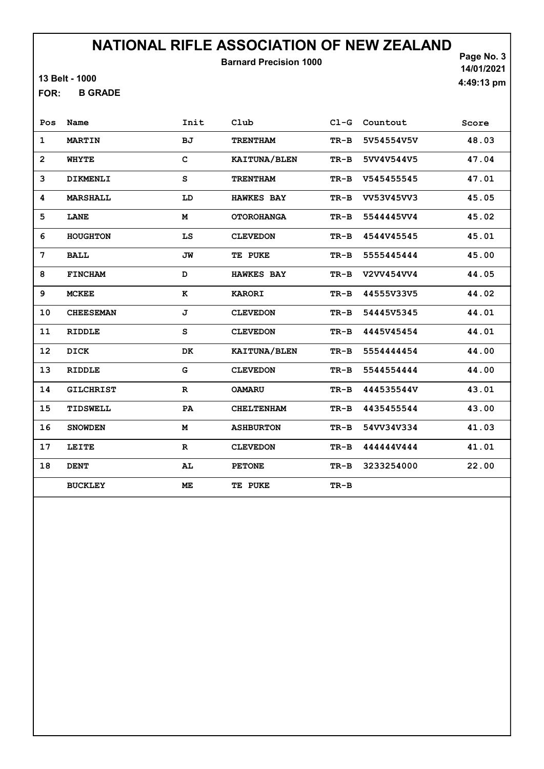# NATIONAL RIFLE ASSOCIATION OF NEW ZEALAND

**Barnard Precision 1000**

13 Belt - 1000

14/01/2021
4:49:13 pm

FOR: **B GRADE**

| Pos | Name | Init | Club | Cl-G | Countout | Score |
|---|---|---|---|---|---|---|
| 1 | MARTIN | BJ | TRENTHAM | TR-B | 5V54554V5V | 48.03 |
| 2 | WHYTE | C | KAITUNA/BLEN | TR-B | 5VV4V544V5 | 47.04 |
| 3 | DIKMENLI | S | TRENTHAM | TR-B | V545455545 | 47.01 |
| 4 | MARSHALL | LD | HAWKES BAY | TR-B | VV53V45VV3 | 45.05 |
| 5 | LANE | M | OTOROHANGA | TR-B | 5544445VV4 | 45.02 |
| 6 | HOUGHTON | LS | CLEVEDON | TR-B | 4544V45545 | 45.01 |
| 7 | BALL | JW | TE PUKE | TR-B | 5555445444 | 45.00 |
| 8 | FINCHAM | D | HAWKES BAY | TR-B | V2VV454VV4 | 44.05 |
| 9 | MCKEE | K | KARORI | TR-B | 44555V33V5 | 44.02 |
| 10 | CHEESEMAN | J | CLEVEDON | TR-B | 54445V5345 | 44.01 |
| 11 | RIDDLE | S | CLEVEDON | TR-B | 4445V45454 | 44.01 |
| 12 | DICK | DK | KAITUNA/BLEN | TR-B | 5554444454 | 44.00 |
| 13 | RIDDLE | G | CLEVEDON | TR-B | 5544554444 | 44.00 |
| 14 | GILCHRIST | R | OAMARU | TR-B | 444535544V | 43.01 |
| 15 | TIDSWELL | PA | CHELTENHAM | TR-B | 4435455544 | 43.00 |
| 16 | SNOWDEN | M | ASHBURTON | TR-B | 54VV34V334 | 41.03 |
| 17 | LEITE | R | CLEVEDON | TR-B | 444444V444 | 41.01 |
| 18 | DENT | AL | PETONE | TR-B | 3233254000 | 22.00 |
| | BUCKLEY | ME | TE PUKE | TR-B | | |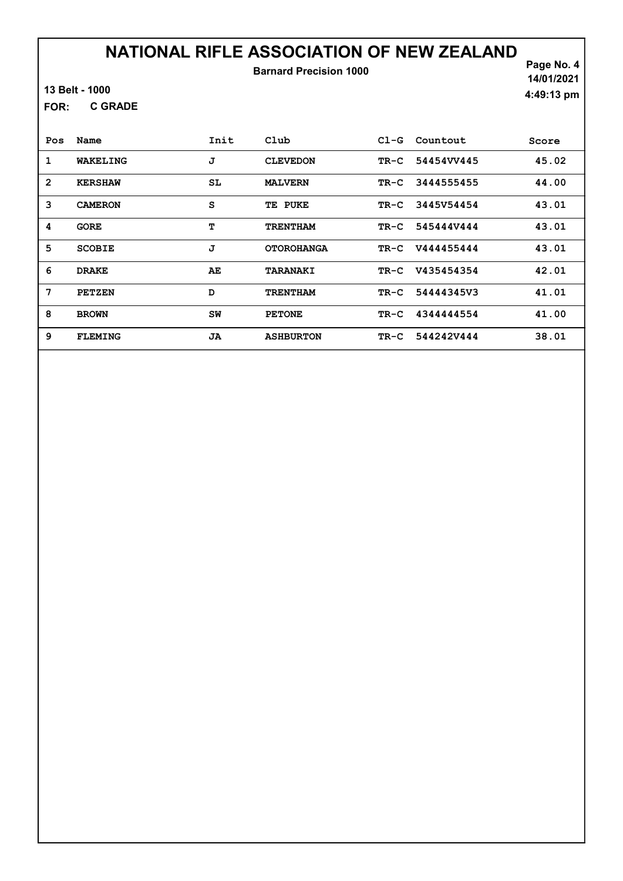# NATIONAL RIFLE ASSOCIATION OF NEW ZEALAND

**Barnard Precision 1000**

14/01/2021
4:49:13 pm

13 Belt - 1000

FOR: C GRADE

| Pos | Name | Init | Club | Cl-G | Countout | Score |
|---|---|---|---|---|---|---|
| 1 | WAKELING | J | CLEVEDON | TR-C | 54454VV445 | 45.02 |
| 2 | KERSHAW | SL | MALVERN | TR-C | 3444555455 | 44.00 |
| 3 | CAMERON | S | TE PUKE | TR-C | 3445V54454 | 43.01 |
| 4 | GORE | T | TRENTHAM | TR-C | 545444V444 | 43.01 |
| 5 | SCOBIE | J | OTOROHANGA | TR-C | V444455444 | 43.01 |
| 6 | DRAKE | AE | TARANAKI | TR-C | V435454354 | 42.01 |
| 7 | PETZEN | D | TRENTHAM | TR-C | 54444345V3 | 41.01 |
| 8 | BROWN | SW | PETONE | TR-C | 4344444554 | 41.00 |
| 9 | FLEMING | JA | ASHBURTON | TR-C | 544242V444 | 38.01 |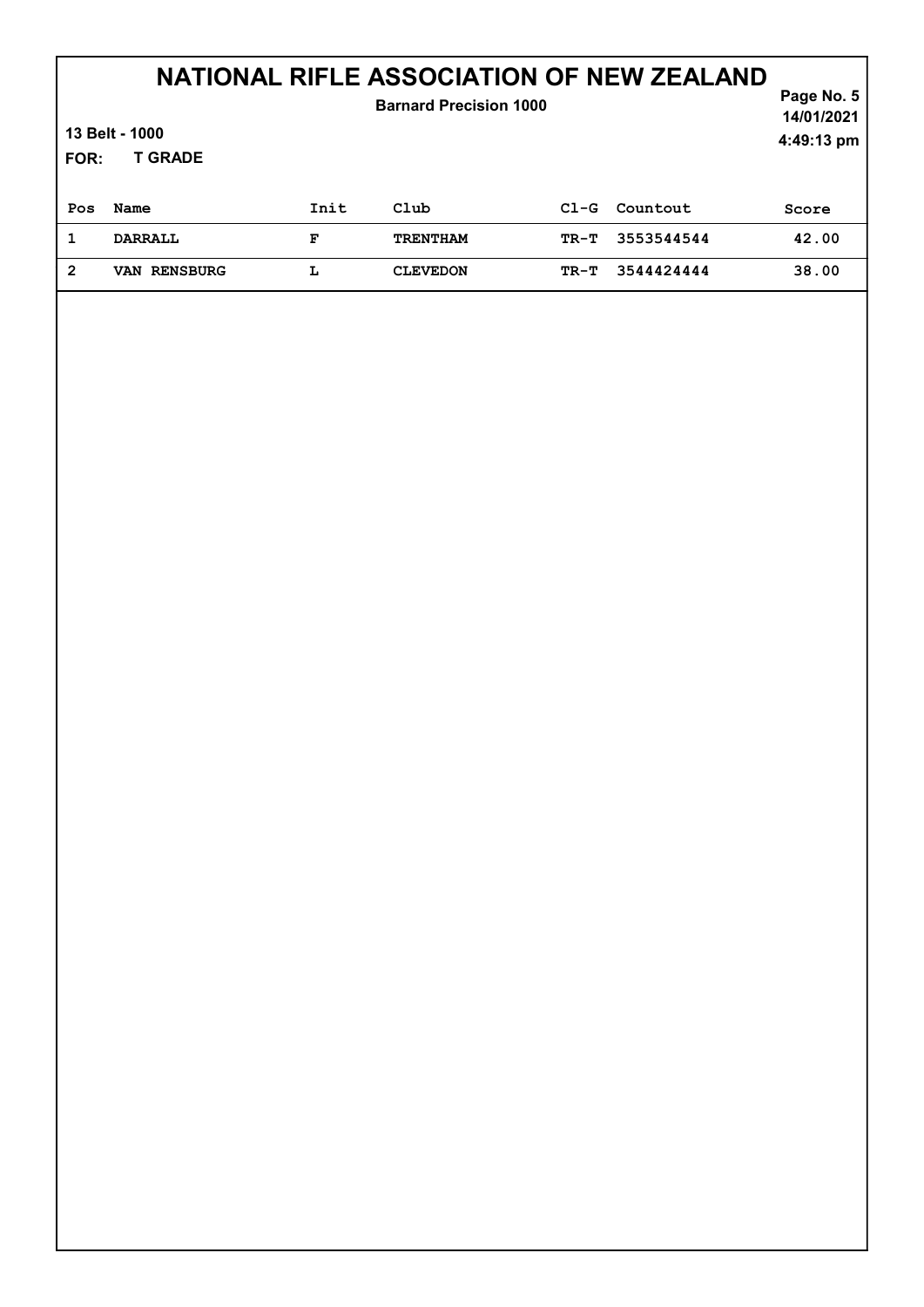# NATIONAL RIFLE ASSOCIATION OF NEW ZEALAND

**Barnard Precision 1000**

**14/01/2021**

**4:49:13 pm**

**13 Belt - 1000**

**FOR: T GRADE**

| Pos | Name | Init | Club | Cl-G | Countout | Score |
|---|---|---|---|---|---|---|
| 1 | DARRALL | F | TRENTHAM | TR-T | 3553544544 | 42.00 |
| 2 | VAN RENSBURG | L | CLEVEDON | TR-T | 3544424444 | 38.00 |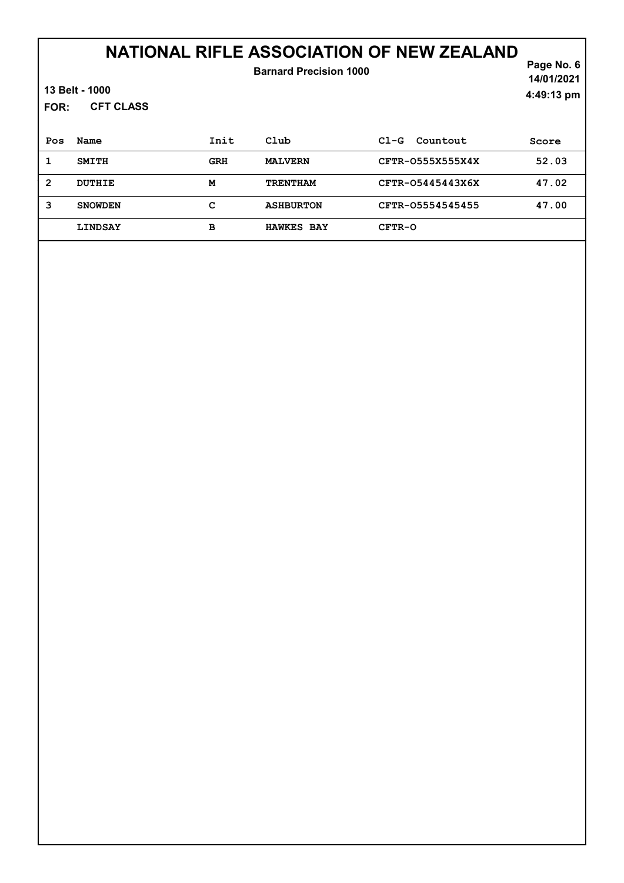# NATIONAL RIFLE ASSOCIATION OF NEW ZEALAND

**Barnard Precision 1000**

14/01/2021
4:49:13 pm

13 Belt - 1000

FOR: CFT CLASS

| Pos | Name | Init | Club | Cl-G Countout | Score |
|---|---|---|---|---|---|
| 1 | SMITH | GRH | MALVERN | CFTR-O555X555X4X | 52.03 |
| 2 | DUTHIE | M | TRENTHAM | CFTR-O5445443X6X | 47.02 |
| 3 | SNOWDEN | C | ASHBURTON | CFTR-O5554545455 | 47.00 |
| | LINDSAY | B | HAWKES BAY | CFTR-O | |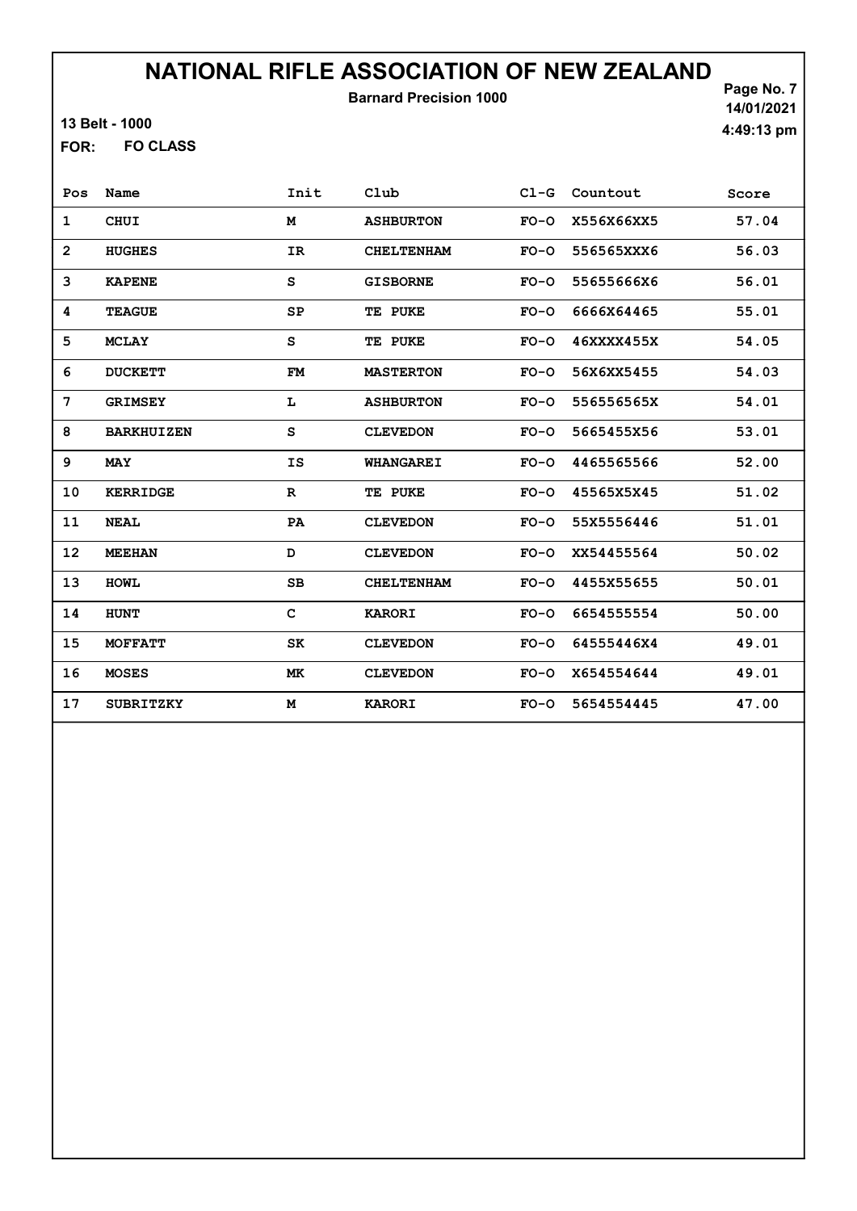# NATIONAL RIFLE ASSOCIATION OF NEW ZEALAND

**Barnard Precision 1000**

**13 Belt - 1000**

**FOR: FO CLASS**

14/01/2021
4:49:13 pm

| Pos | Name | Init | Club | Cl-G | Countout | Score |
|---|---|---|---|---|---|---|
| 1 | CHUI | M | ASHBURTON | FO-O | X556X66XX5 | 57.04 |
| 2 | HUGHES | IR | CHELTENHAM | FO-O | 556565XXX6 | 56.03 |
| 3 | KAPENE | S | GISBORNE | FO-O | 55655666X6 | 56.01 |
| 4 | TEAGUE | SP | TE PUKE | FO-O | 6666X64465 | 55.01 |
| 5 | MCLAY | S | TE PUKE | FO-O | 46XXXX455X | 54.05 |
| 6 | DUCKETT | FM | MASTERTON | FO-O | 56X6XX5455 | 54.03 |
| 7 | GRIMSEY | L | ASHBURTON | FO-O | 556556565X | 54.01 |
| 8 | BARKHUIZEN | S | CLEVEDON | FO-O | 5665455X56 | 53.01 |
| 9 | MAY | IS | WHANGAREI | FO-O | 4465565566 | 52.00 |
| 10 | KERRIDGE | R | TE PUKE | FO-O | 45565X5X45 | 51.02 |
| 11 | NEAL | PA | CLEVEDON | FO-O | 55X5556446 | 51.01 |
| 12 | MEEHAN | D | CLEVEDON | FO-O | XX54455564 | 50.02 |
| 13 | HOWL | SB | CHELTENHAM | FO-O | 4455X55655 | 50.01 |
| 14 | HUNT | C | KARORI | FO-O | 6654555554 | 50.00 |
| 15 | MOFFATT | SK | CLEVEDON | FO-O | 64555446X4 | 49.01 |
| 16 | MOSES | MK | CLEVEDON | FO-O | X654554644 | 49.01 |
| 17 | SUBRITZKY | M | KARORI | FO-O | 5654554445 | 47.00 |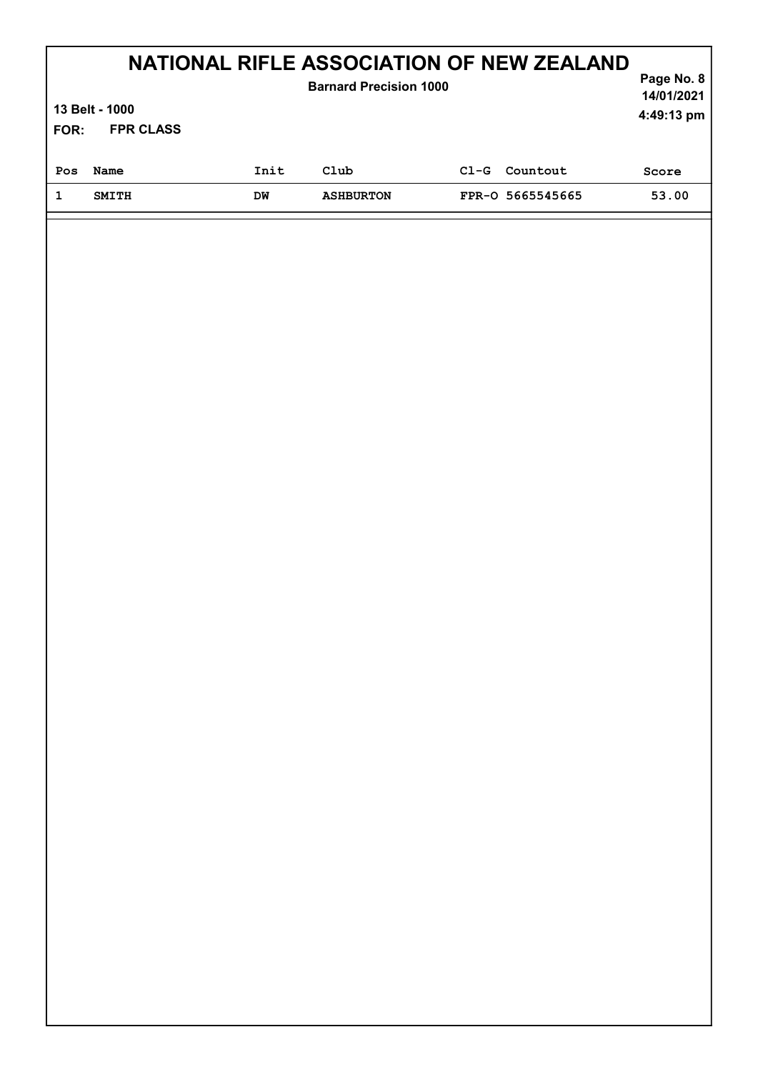# NATIONAL RIFLE ASSOCIATION OF NEW ZEALAND

**Barnard Precision 1000**

**13 Belt - 1000**

**FOR: FPR CLASS**

**14/01/2021**
**4:49:13 pm**

| Pos | Name | Init | Club | Cl-G | Countout | Score |
|---|---|---|---|---|---|---|
| 1 | SMITH | DW | ASHBURTON | FPR-O | 5665545665 | 53.00 |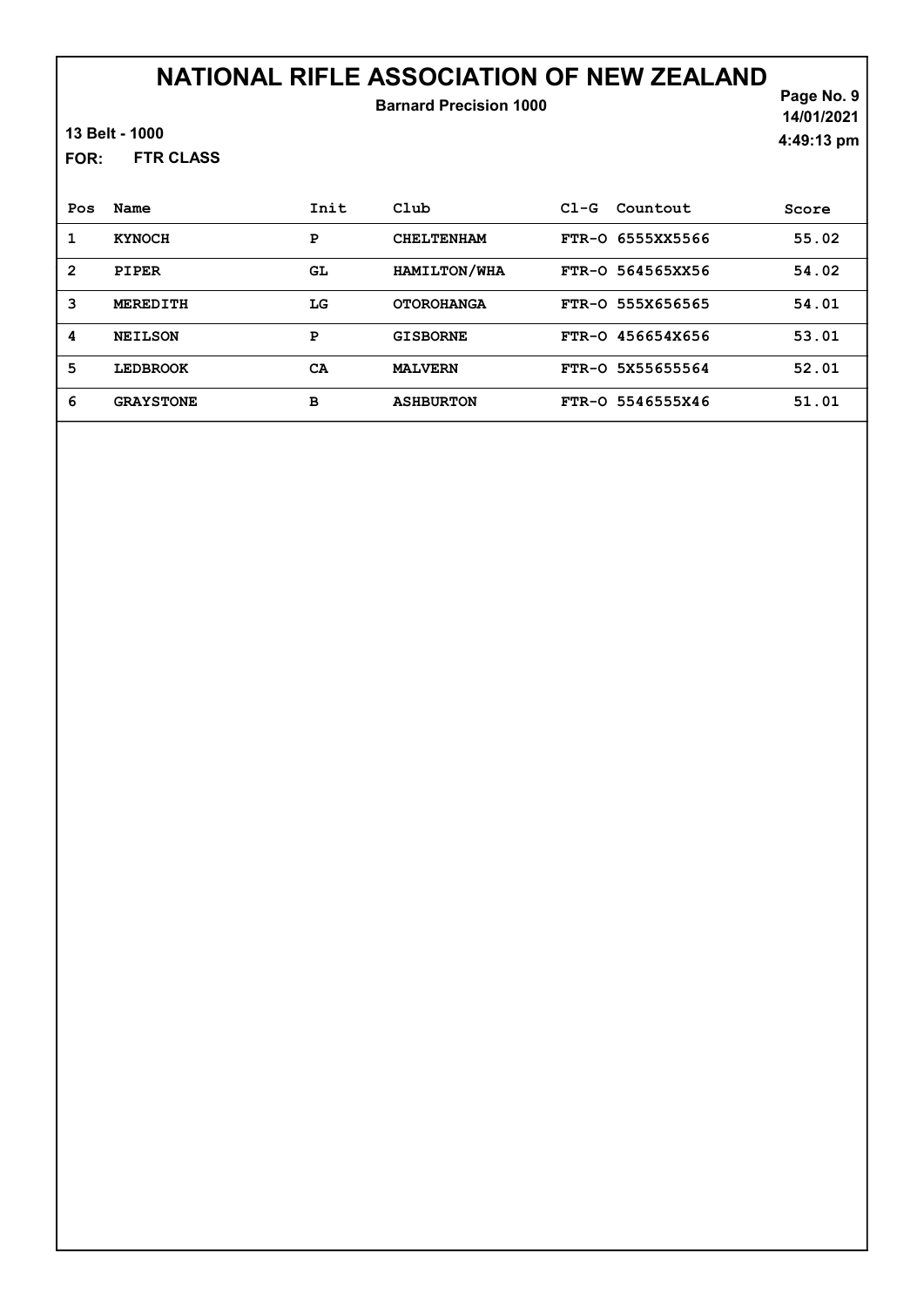# NATIONAL RIFLE ASSOCIATION OF NEW ZEALAND

**Barnard Precision 1000**

13 Belt - 1000

FOR: FTR CLASS

14/01/2021
4:49:13 pm

| Pos | Name | Init | Club | Cl-G | Countout | Score |
|---|---|---|---|---|---|---|
| 1 | KYNOCH | P | CHELTENHAM | FTR-O | 6555XX5566 | 55.02 |
| 2 | PIPER | GL | HAMILTON/WHA | FTR-O | 564565XX56 | 54.02 |
| 3 | MEREDITH | LG | OTOROHANGA | FTR-O | 555X656565 | 54.01 |
| 4 | NEILSON | P | GISBORNE | FTR-O | 456654X656 | 53.01 |
| 5 | LEDBROOK | CA | MALVERN | FTR-O | 5X55655564 | 52.01 |
| 6 | GRAYSTONE | B | ASHBURTON | FTR-O | 5546555X46 | 51.01 |